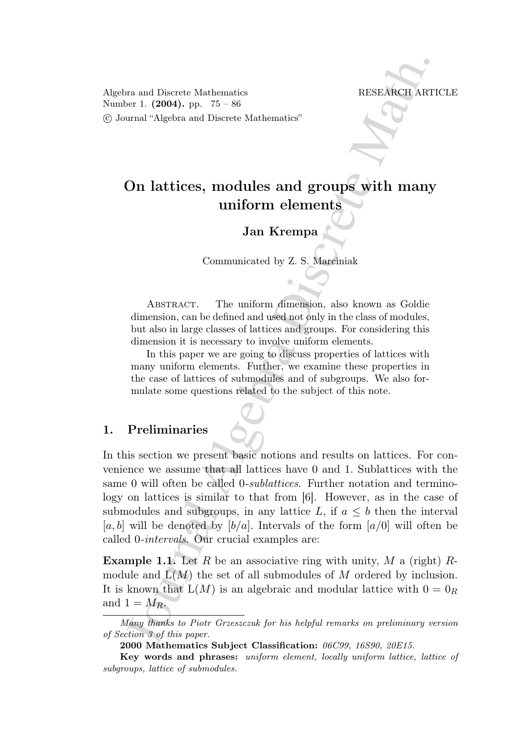# On lattices, modules and groups with many uniform elements

**Jan Krempa**

Communicated by Z. S. Marciniak

Abstract. The uniform dimension, also known as Goldie dimension, can be defined and used not only in the class of modules, but also in large classes of lattices and groups. For considering this dimension it is necessary to involve uniform elements.

In this paper we are going to discuss properties of lattices with many uniform elements. Further, we examine these properties in the case of lattices of submodules and of subgroups. We also formulate some questions related to the subject of this note.

## 1. Preliminaries

In this section we present basic notions and results on lattices. For convenience we assume that all lattices have 0 and 1. Sublattices with the same 0 will often be called 0-*sublattices*. Further notation and terminology on lattices is similar to that from [6]. However, as in the case of submodules and subgroups, in any lattice $L$, if $a \leq b$ then the interval $[a, b]$ will be denoted by $[b/a]$. Intervals of the form $[a/0]$ will often be called 0-*intervals*. Our crucial examples are:

**Example 1.1.** Let $R$ be an associative ring with unity, $M$ a (right) $R$-module and $\mathrm{L}(M)$ the set of all submodules of $M$ ordered by inclusion. It is known that $\mathrm{L}(M)$ is an algebraic and modular lattice with $0 = 0_R$ and $1 = M_R$.

*Many thanks to Piotr Grzeszczuk for his helpful remarks on preliminary version of Section 3 of this paper.*

**2000 Mathematics Subject Classification:** *06C99, 16S90, 20E15.*

**Key words and phrases:** *uniform element, locally uniform lattice, lattice of subgroups, lattice of submodules.*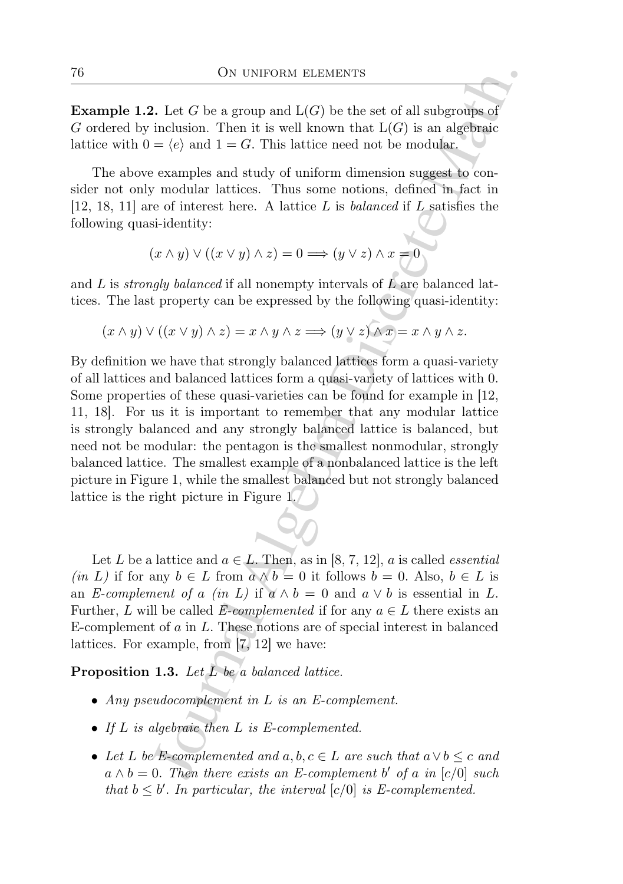**Example 1.2.** Let $G$ be a group and $\mathrm{L}(G)$ be the set of all subgroups of $G$ ordered by inclusion. Then it is well known that $\mathrm{L}(G)$ is an algebraic lattice with $0 = \langle e \rangle$ and $1 = G$. This lattice need not be modular.

The above examples and study of uniform dimension suggest to consider not only modular lattices. Thus some notions, defined in fact in [12, 18, 11] are of interest here. A lattice $L$ is *balanced* if $L$ satisfies the following quasi-identity:

$$(x \wedge y) \vee ((x \vee y) \wedge z) = 0 \Longrightarrow (y \vee z) \wedge x = 0$$

and $L$ is *strongly balanced* if all nonempty intervals of $L$ are balanced lattices. The last property can be expressed by the following quasi-identity:

$$(x \wedge y) \vee ((x \vee y) \wedge z) = x \wedge y \wedge z \Longrightarrow (y \vee z) \wedge x = x \wedge y \wedge z.$$

By definition we have that strongly balanced lattices form a quasi-variety of all lattices and balanced lattices form a quasi-variety of lattices with 0. Some properties of these quasi-varieties can be found for example in [12, 11, 18]. For us it is important to remember that any modular lattice is strongly balanced and any strongly balanced lattice is balanced, but need not be modular: the pentagon is the smallest nonmodular, strongly balanced lattice. The smallest example of a nonbalanced lattice is the left picture in Figure 1, while the smallest balanced but not strongly balanced lattice is the right picture in Figure 1.

Let $L$ be a lattice and $a \in L$. Then, as in [8, 7, 12], $a$ is called *essential (in $L$)* if for any $b \in L$ from $a \wedge b = 0$ it follows $b = 0$. Also, $b \in L$ is an *E-complement of $a$ (in $L$)* if $a \wedge b = 0$ and $a \vee b$ is essential in $L$. Further, $L$ will be called *E-complemented* if for any $a \in L$ there exists an E-complement of $a$ in $L$. These notions are of special interest in balanced lattices. For example, from [7, 12] we have:

**Proposition 1.3.** *Let $L$ be a balanced lattice.*

- *Any pseudocomplement in $L$ is an E-complement.*
- *If $L$ is algebraic then $L$ is E-complemented.*
- *Let $L$ be E-complemented and $a, b, c \in L$ are such that $a \vee b \leq c$ and $a \wedge b = 0$. Then there exists an E-complement $b'$ of $a$ in $[c/0]$ such that $b \leq b'$. In particular, the interval $[c/0]$ is E-complemented.*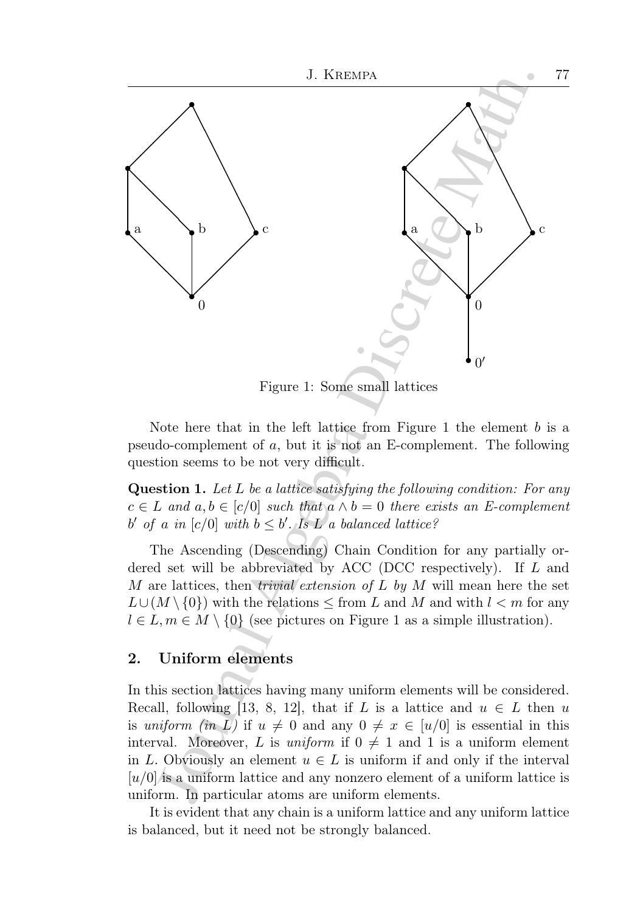Figure 1: Some small lattices

Note here that in the left lattice from Figure 1 the element $b$ is a pseudo-complement of $a$, but it is not an E-complement. The following question seems to be not very difficult.

**Question 1.** *Let $L$ be a lattice satisfying the following condition: For any $c \in L$ and $a, b \in [c/0]$ such that $a \wedge b = 0$ there exists an E-complement $b'$ of $a$ in $[c/0]$ with $b \leq b'$. Is $L$ a balanced lattice?*

The Ascending (Descending) Chain Condition for any partially ordered set will be abbreviated by ACC (DCC respectively). If $L$ and $M$ are lattices, then *trivial extension of $L$ by $M$* will mean here the set $L \cup (M \setminus \{0\})$ with the relations $\leq$ from $L$ and $M$ and with $l < m$ for any $l \in L, m \in M \setminus \{0\}$ (see pictures on Figure 1 as a simple illustration).

## 2. Uniform elements

In this section lattices having many uniform elements will be considered. Recall, following [13, 8, 12], that if $L$ is a lattice and $u \in L$ then $u$ is *uniform (in $L$)* if $u \neq 0$ and any $0 \neq x \in [u/0]$ is essential in this interval. Moreover, $L$ is *uniform* if $0 \neq 1$ and 1 is a uniform element in $L$. Obviously an element $u \in L$ is uniform if and only if the interval $[u/0]$ is a uniform lattice and any nonzero element of a uniform lattice is uniform. In particular atoms are uniform elements.

It is evident that any chain is a uniform lattice and any uniform lattice is balanced, but it need not be strongly balanced.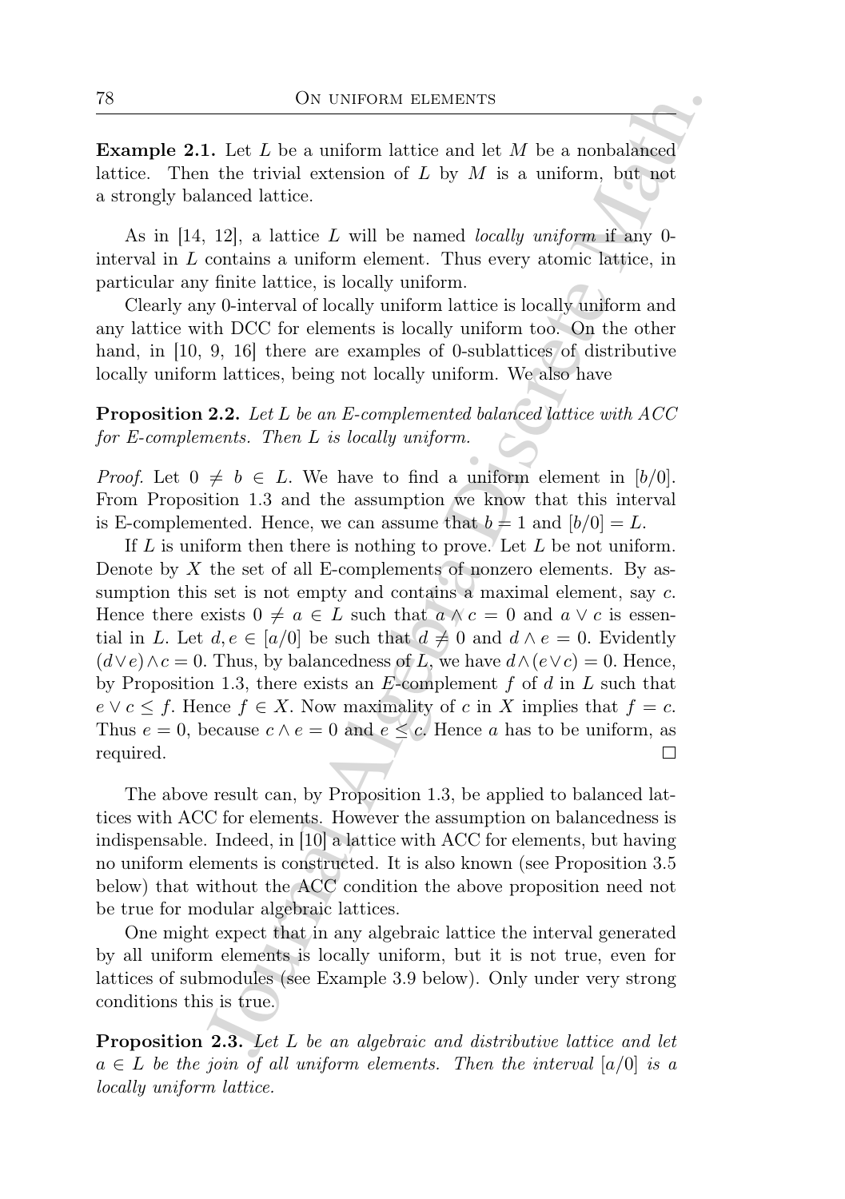**Example 2.1.** Let $L$ be a uniform lattice and let $M$ be a nonbalanced lattice. Then the trivial extension of $L$ by $M$ is a uniform, but not a strongly balanced lattice.

As in [14, 12], a lattice $L$ will be named *locally uniform* if any 0-interval in $L$ contains a uniform element. Thus every atomic lattice, in particular any finite lattice, is locally uniform.

Clearly any 0-interval of locally uniform lattice is locally uniform and any lattice with DCC for elements is locally uniform too. On the other hand, in [10, 9, 16] there are examples of 0-sublattices of distributive locally uniform lattices, being not locally uniform. We also have

**Proposition 2.2.** *Let $L$ be an E-complemented balanced lattice with ACC for E-complements. Then $L$ is locally uniform.*

*Proof.* Let $0 \neq b \in L$. We have to find a uniform element in $[b/0]$. From Proposition 1.3 and the assumption we know that this interval is E-complemented. Hence, we can assume that $b = 1$ and $[b/0] = L$.

If $L$ is uniform then there is nothing to prove. Let $L$ be not uniform. Denote by $X$ the set of all E-complements of nonzero elements. By assumption this set is not empty and contains a maximal element, say $c$. Hence there exists $0 \neq a \in L$ such that $a \wedge c = 0$ and $a \vee c$ is essential in $L$. Let $d, e \in [a/0]$ be such that $d \neq 0$ and $d \wedge e = 0$. Evidently $(d \vee e) \wedge c = 0$. Thus, by balancedness of $L$, we have $d \wedge (e \vee c) = 0$. Hence, by Proposition 1.3, there exists an $E$-complement $f$ of $d$ in $L$ such that $e \vee c \leq f$. Hence $f \in X$. Now maximality of $c$ in $X$ implies that $f = c$. Thus $e = 0$, because $c \wedge e = 0$ and $e \leq c$. Hence $a$ has to be uniform, as required. $\square$

The above result can, by Proposition 1.3, be applied to balanced lattices with ACC for elements. However the assumption on balancedness is indispensable. Indeed, in [10] a lattice with ACC for elements, but having no uniform elements is constructed. It is also known (see Proposition 3.5 below) that without the ACC condition the above proposition need not be true for modular algebraic lattices.

One might expect that in any algebraic lattice the interval generated by all uniform elements is locally uniform, but it is not true, even for lattices of submodules (see Example 3.9 below). Only under very strong conditions this is true.

**Proposition 2.3.** *Let $L$ be an algebraic and distributive lattice and let $a \in L$ be the join of all uniform elements. Then the interval $[a/0]$ is a locally uniform lattice.*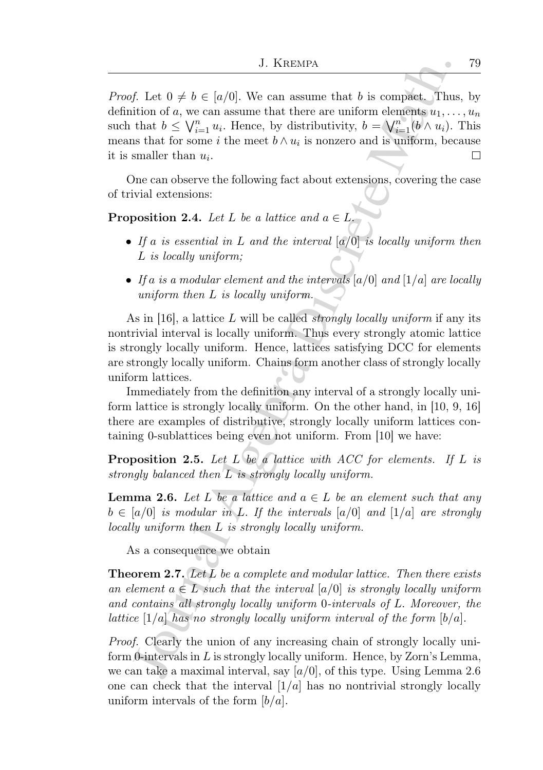*Proof.* Let $0 \neq b \in [a/0]$. We can assume that $b$ is compact. Thus, by definition of $a$, we can assume that there are uniform elements $u_1, \ldots, u_n$ such that $b \leq \bigvee_{i=1}^{n} u_i$. Hence, by distributivity, $b = \bigvee_{i=1}^{n}(b \wedge u_i)$. This means that for some $i$ the meet $b \wedge u_i$ is nonzero and is uniform, because it is smaller than $u_i$. □

One can observe the following fact about extensions, covering the case of trivial extensions:

**Proposition 2.4.** *Let $L$ be a lattice and $a \in L$.*

- *If $a$ is essential in $L$ and the interval $[a/0]$ is locally uniform then $L$ is locally uniform;*
- *If $a$ is a modular element and the intervals $[a/0]$ and $[1/a]$ are locally uniform then $L$ is locally uniform.*

As in [16], a lattice $L$ will be called *strongly locally uniform* if any its nontrivial interval is locally uniform. Thus every strongly atomic lattice is strongly locally uniform. Hence, lattices satisfying DCC for elements are strongly locally uniform. Chains form another class of strongly locally uniform lattices.

Immediately from the definition any interval of a strongly locally uniform lattice is strongly locally uniform. On the other hand, in [10, 9, 16] there are examples of distributive, strongly locally uniform lattices containing 0-sublattices being even not uniform. From [10] we have:

**Proposition 2.5.** *Let $L$ be a lattice with ACC for elements. If $L$ is strongly balanced then $L$ is strongly locally uniform.*

**Lemma 2.6.** *Let $L$ be a lattice and $a \in L$ be an element such that any $b \in [a/0]$ is modular in $L$. If the intervals $[a/0]$ and $[1/a]$ are strongly locally uniform then $L$ is strongly locally uniform.*

As a consequence we obtain

**Theorem 2.7.** *Let $L$ be a complete and modular lattice. Then there exists an element $a \in L$ such that the interval $[a/0]$ is strongly locally uniform and contains all strongly locally uniform 0-intervals of $L$. Moreover, the lattice $[1/a]$ has no strongly locally uniform interval of the form $[b/a]$.*

*Proof.* Clearly the union of any increasing chain of strongly locally uniform 0-intervals in $L$ is strongly locally uniform. Hence, by Zorn's Lemma, we can take a maximal interval, say $[a/0]$, of this type. Using Lemma 2.6 one can check that the interval $[1/a]$ has no nontrivial strongly locally uniform intervals of the form $[b/a]$.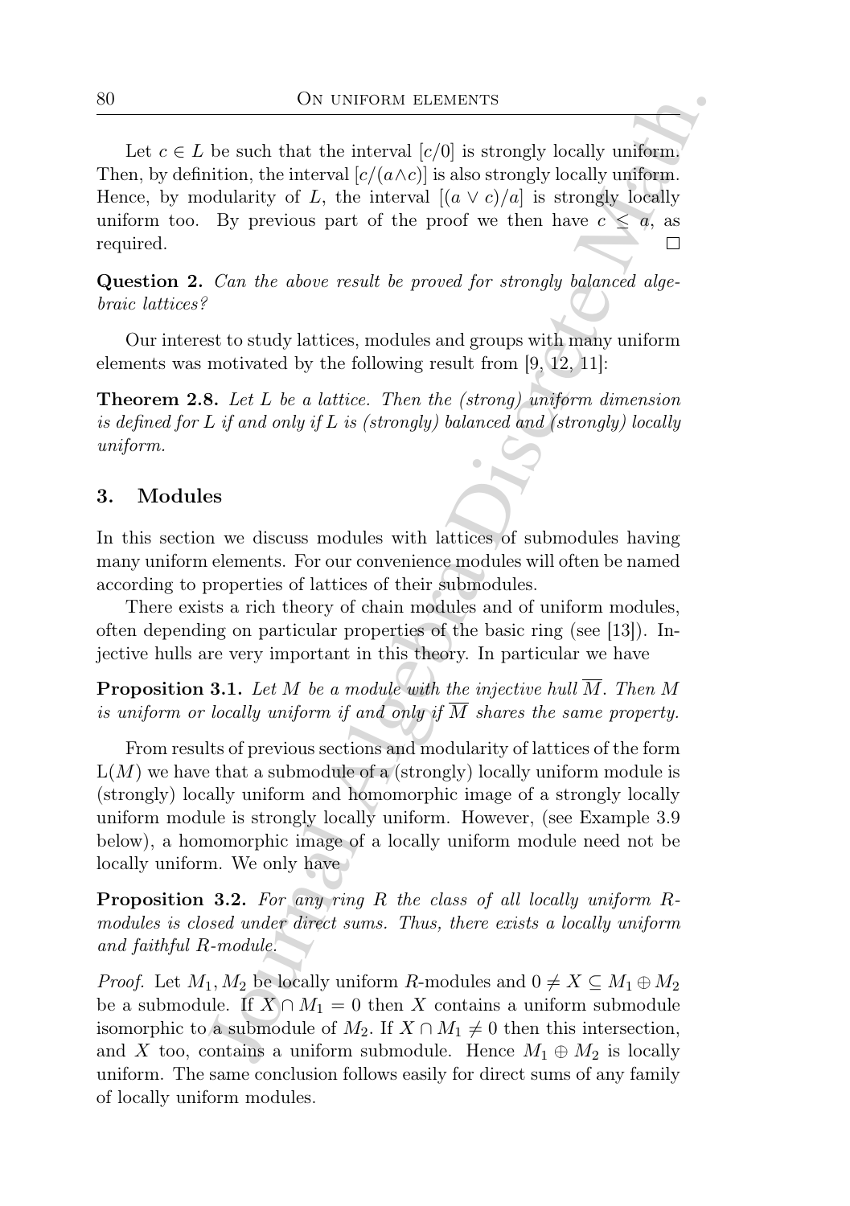Let $c \in L$ be such that the interval $[c/0]$ is strongly locally uniform. Then, by definition, the interval $[c/(a \wedge c)]$ is also strongly locally uniform. Hence, by modularity of $L$, the interval $[(a \vee c)/a]$ is strongly locally uniform too. By previous part of the proof we then have $c \leq a$, as required. □

**Question 2.** *Can the above result be proved for strongly balanced algebraic lattices?*

Our interest to study lattices, modules and groups with many uniform elements was motivated by the following result from [9, 12, 11]:

**Theorem 2.8.** *Let $L$ be a lattice. Then the (strong) uniform dimension is defined for $L$ if and only if $L$ is (strongly) balanced and (strongly) locally uniform.*

## 3. Modules

In this section we discuss modules with lattices of submodules having many uniform elements. For our convenience modules will often be named according to properties of lattices of their submodules.

There exists a rich theory of chain modules and of uniform modules, often depending on particular properties of the basic ring (see [13]). Injective hulls are very important in this theory. In particular we have

**Proposition 3.1.** *Let $M$ be a module with the injective hull $\overline{M}$. Then $M$ is uniform or locally uniform if and only if $\overline{M}$ shares the same property.*

From results of previous sections and modularity of lattices of the form $\mathrm{L}(M)$ we have that a submodule of a (strongly) locally uniform module is (strongly) locally uniform and homomorphic image of a strongly locally uniform module is strongly locally uniform. However, (see Example 3.9 below), a homomorphic image of a locally uniform module need not be locally uniform. We only have

**Proposition 3.2.** *For any ring $R$ the class of all locally uniform $R$-modules is closed under direct sums. Thus, there exists a locally uniform and faithful $R$-module.*

*Proof.* Let $M_1, M_2$ be locally uniform $R$-modules and $0 \neq X \subseteq M_1 \oplus M_2$ be a submodule. If $X \cap M_1 = 0$ then $X$ contains a uniform submodule isomorphic to a submodule of $M_2$. If $X \cap M_1 \neq 0$ then this intersection, and $X$ too, contains a uniform submodule. Hence $M_1 \oplus M_2$ is locally uniform. The same conclusion follows easily for direct sums of any family of locally uniform modules.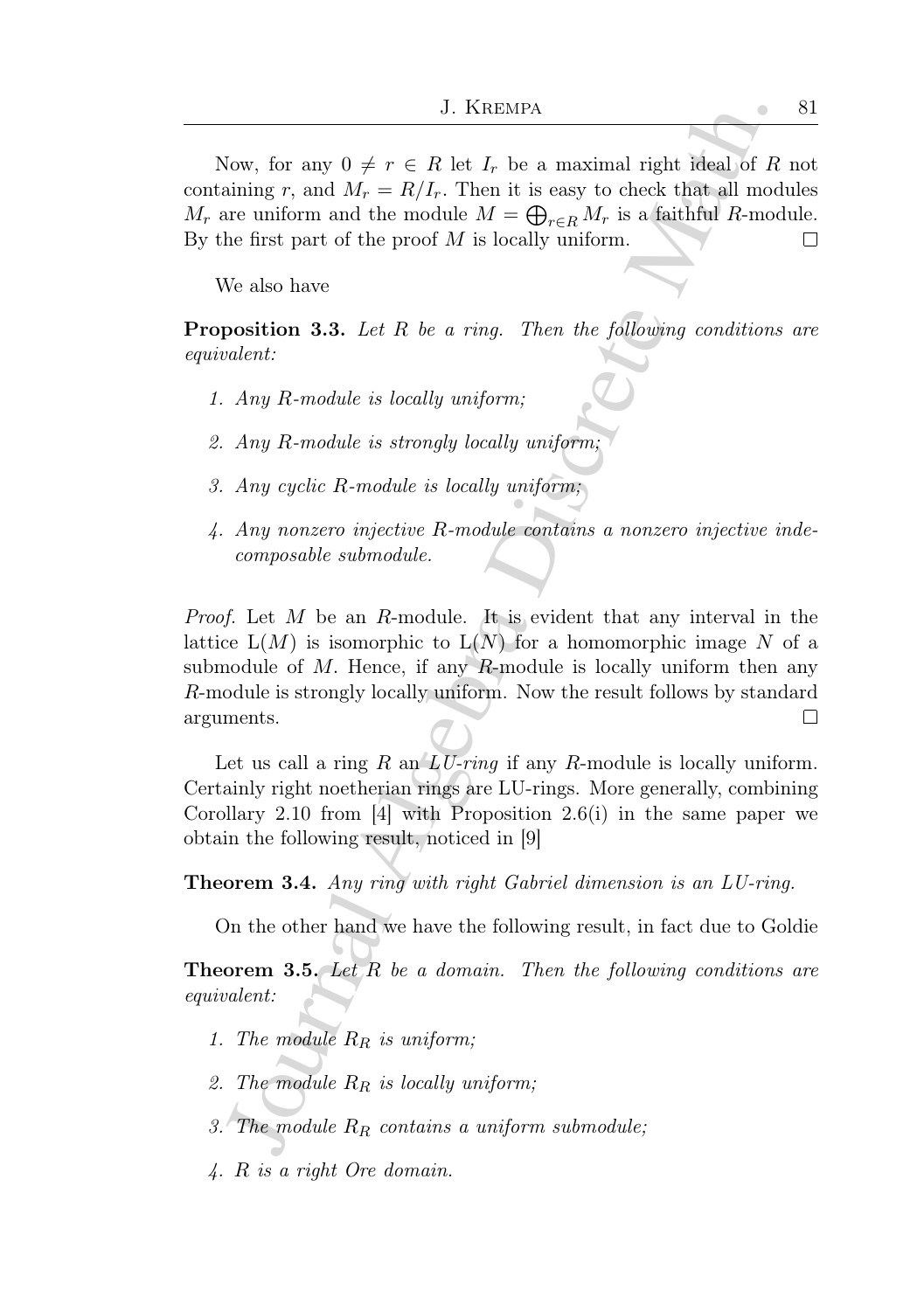Now, for any $0 \neq r \in R$ let $I_r$ be a maximal right ideal of $R$ not containing $r$, and $M_r = R/I_r$. Then it is easy to check that all modules $M_r$ are uniform and the module $M = \bigoplus_{r \in R} M_r$ is a faithful $R$-module. By the first part of the proof $M$ is locally uniform. $\square$

We also have

**Proposition 3.3.** *Let $R$ be a ring. Then the following conditions are equivalent:*

1. *Any $R$-module is locally uniform;*
2. *Any $R$-module is strongly locally uniform;*
3. *Any cyclic $R$-module is locally uniform;*
4. *Any nonzero injective $R$-module contains a nonzero injective indecomposable submodule.*

*Proof.* Let $M$ be an $R$-module. It is evident that any interval in the lattice $\mathrm{L}(M)$ is isomorphic to $\mathrm{L}(N)$ for a homomorphic image $N$ of a submodule of $M$. Hence, if any $R$-module is locally uniform then any $R$-module is strongly locally uniform. Now the result follows by standard arguments. $\square$

Let us call a ring $R$ an *LU-ring* if any $R$-module is locally uniform. Certainly right noetherian rings are LU-rings. More generally, combining Corollary 2.10 from [4] with Proposition 2.6(i) in the same paper we obtain the following result, noticed in [9]

**Theorem 3.4.** *Any ring with right Gabriel dimension is an LU-ring.*

On the other hand we have the following result, in fact due to Goldie

**Theorem 3.5.** *Let $R$ be a domain. Then the following conditions are equivalent:*

1. *The module $R_R$ is uniform;*
2. *The module $R_R$ is locally uniform;*
3. *The module $R_R$ contains a uniform submodule;*
4. *$R$ is a right Ore domain.*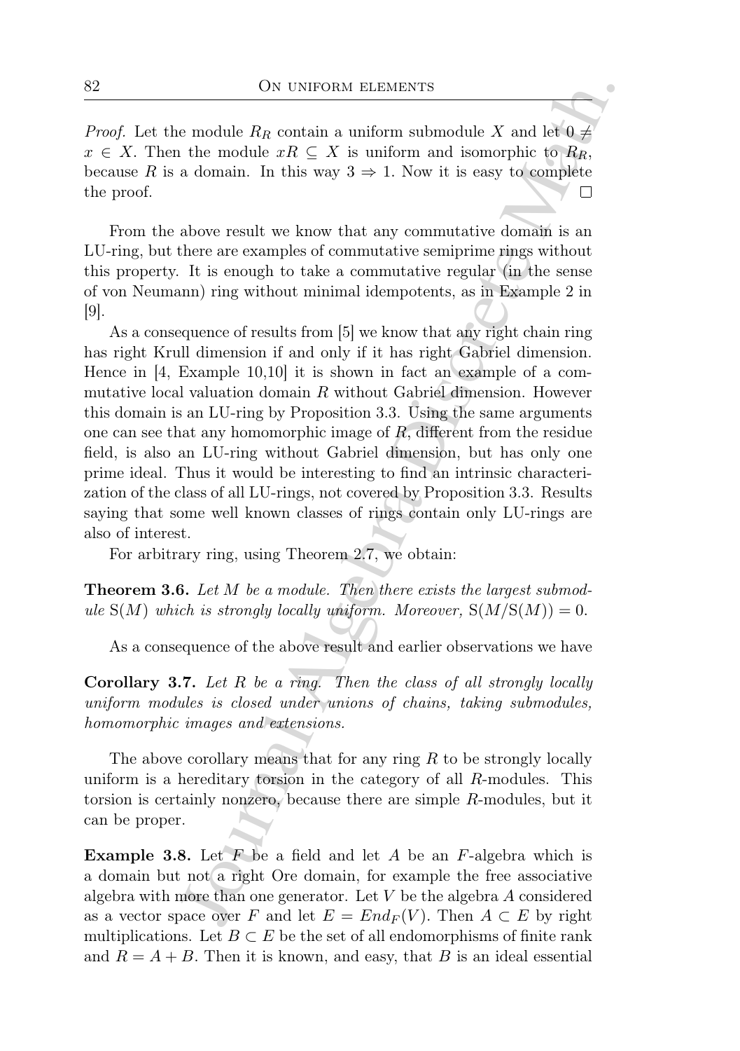*Proof.* Let the module $R_R$ contain a uniform submodule $X$ and let $0 \neq x \in X$. Then the module $xR \subseteq X$ is uniform and isomorphic to $R_R$, because $R$ is a domain. In this way $3 \Rightarrow 1$. Now it is easy to complete the proof. $\square$

From the above result we know that any commutative domain is an LU-ring, but there are examples of commutative semiprime rings without this property. It is enough to take a commutative regular (in the sense of von Neumann) ring without minimal idempotents, as in Example 2 in [9].

As a consequence of results from [5] we know that any right chain ring has right Krull dimension if and only if it has right Gabriel dimension. Hence in [4, Example 10,10] it is shown in fact an example of a commutative local valuation domain $R$ without Gabriel dimension. However this domain is an LU-ring by Proposition 3.3. Using the same arguments one can see that any homomorphic image of $R$, different from the residue field, is also an LU-ring without Gabriel dimension, but has only one prime ideal. Thus it would be interesting to find an intrinsic characterization of the class of all LU-rings, not covered by Proposition 3.3. Results saying that some well known classes of rings contain only LU-rings are also of interest.

For arbitrary ring, using Theorem 2.7, we obtain:

**Theorem 3.6.** *Let $M$ be a module. Then there exists the largest submodule $\mathrm{S}(M)$ which is strongly locally uniform. Moreover, $\mathrm{S}(M/\mathrm{S}(M)) = 0$.*

As a consequence of the above result and earlier observations we have

**Corollary 3.7.** *Let $R$ be a ring. Then the class of all strongly locally uniform modules is closed under unions of chains, taking submodules, homomorphic images and extensions.*

The above corollary means that for any ring $R$ to be strongly locally uniform is a hereditary torsion in the category of all $R$-modules. This torsion is certainly nonzero, because there are simple $R$-modules, but it can be proper.

**Example 3.8.** Let $F$ be a field and let $A$ be an $F$-algebra which is a domain but not a right Ore domain, for example the free associative algebra with more than one generator. Let $V$ be the algebra $A$ considered as a vector space over $F$ and let $E = End_F(V)$. Then $A \subset E$ by right multiplications. Let $B \subset E$ be the set of all endomorphisms of finite rank and $R = A + B$. Then it is known, and easy, that $B$ is an ideal essential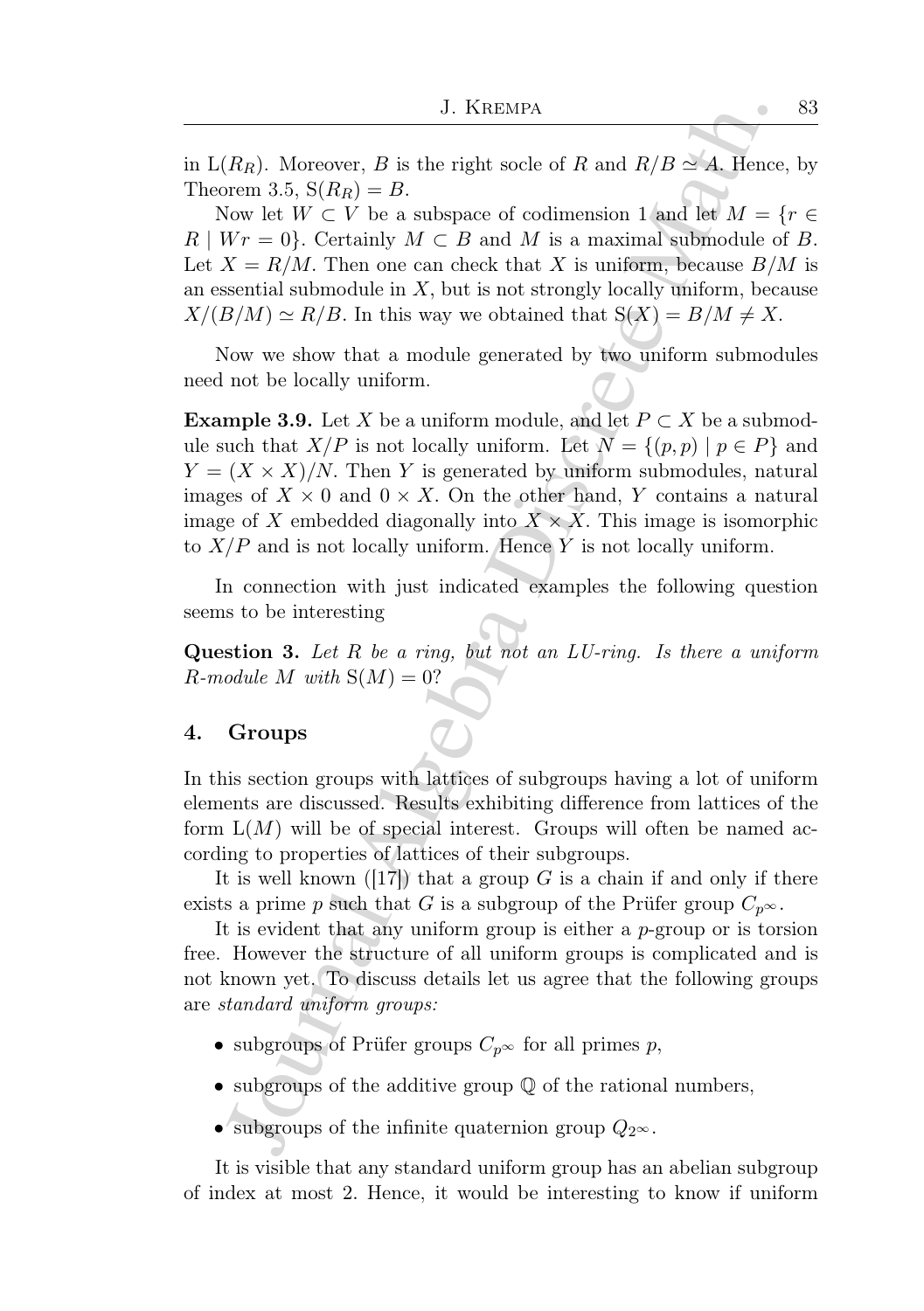in $\mathrm{L}(R_R)$. Moreover, $B$ is the right socle of $R$ and $R/B \simeq A$. Hence, by Theorem 3.5, $\mathrm{S}(R_R) = B$.

Now let $W \subset V$ be a subspace of codimension 1 and let $M = \{r \in R \mid Wr = 0\}$. Certainly $M \subset B$ and $M$ is a maximal submodule of $B$. Let $X = R/M$. Then one can check that $X$ is uniform, because $B/M$ is an essential submodule in $X$, but is not strongly locally uniform, because $X/(B/M) \simeq R/B$. In this way we obtained that $\mathrm{S}(X) = B/M \neq X$.

Now we show that a module generated by two uniform submodules need not be locally uniform.

**Example 3.9.** Let $X$ be a uniform module, and let $P \subset X$ be a submodule such that $X/P$ is not locally uniform. Let $N = \{(p, p) \mid p \in P\}$ and $Y = (X \times X)/N$. Then $Y$ is generated by uniform submodules, natural images of $X \times 0$ and $0 \times X$. On the other hand, $Y$ contains a natural image of $X$ embedded diagonally into $X \times X$. This image is isomorphic to $X/P$ and is not locally uniform. Hence $Y$ is not locally uniform.

In connection with just indicated examples the following question seems to be interesting

**Question 3.** *Let $R$ be a ring, but not an LU-ring. Is there a uniform $R$-module $M$ with $\mathrm{S}(M) = 0$?*

## 4. Groups

In this section groups with lattices of subgroups having a lot of uniform elements are discussed. Results exhibiting difference from lattices of the form $\mathrm{L}(M)$ will be of special interest. Groups will often be named according to properties of lattices of their subgroups.

It is well known ([17]) that a group $G$ is a chain if and only if there exists a prime $p$ such that $G$ is a subgroup of the Prüfer group $C_{p^\infty}$.

It is evident that any uniform group is either a $p$-group or is torsion free. However the structure of all uniform groups is complicated and is not known yet. To discuss details let us agree that the following groups are *standard uniform groups:*

- subgroups of Prüfer groups $C_{p^\infty}$ for all primes $p$,
- subgroups of the additive group $\mathbb{Q}$ of the rational numbers,
- subgroups of the infinite quaternion group $Q_{2^\infty}$.

It is visible that any standard uniform group has an abelian subgroup of index at most 2. Hence, it would be interesting to know if uniform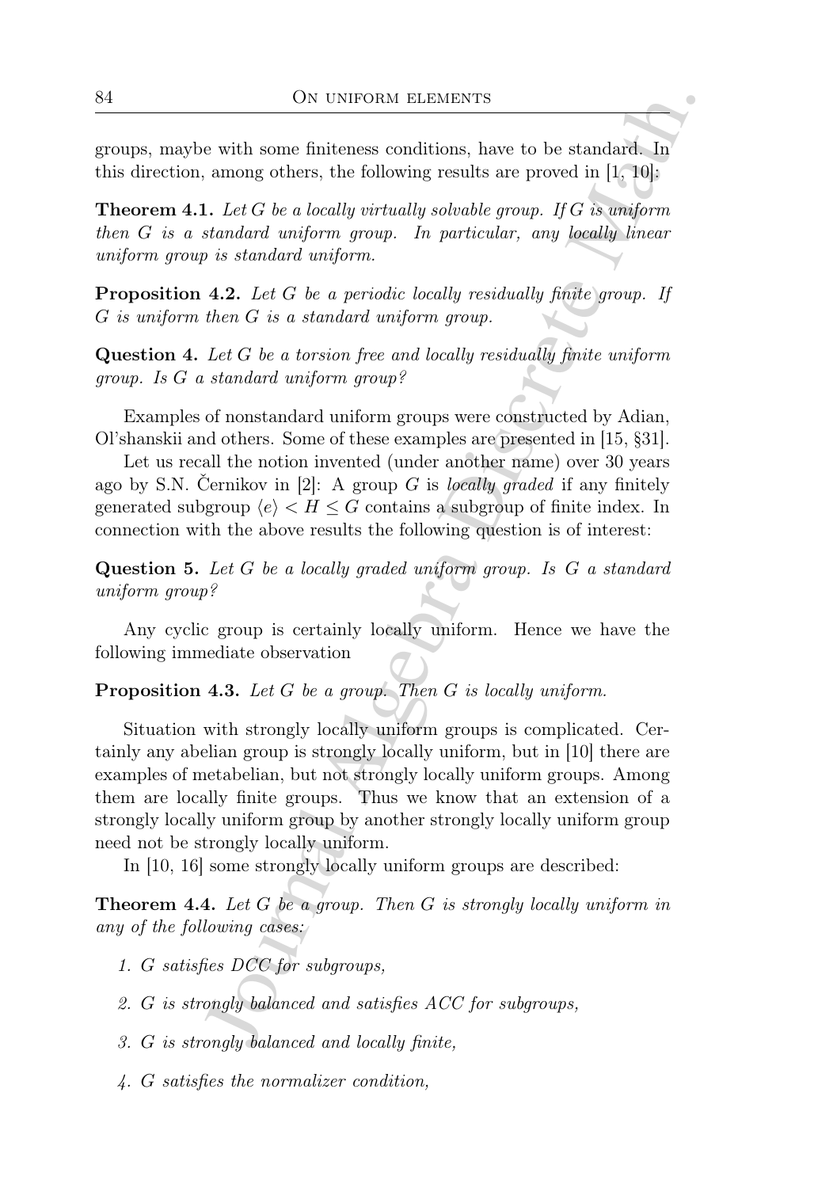groups, maybe with some finiteness conditions, have to be standard. In this direction, among others, the following results are proved in [1, 10]:

**Theorem 4.1.** *Let $G$ be a locally virtually solvable group. If $G$ is uniform then $G$ is a standard uniform group. In particular, any locally linear uniform group is standard uniform.*

**Proposition 4.2.** *Let $G$ be a periodic locally residually finite group. If $G$ is uniform then $G$ is a standard uniform group.*

**Question 4.** *Let $G$ be a torsion free and locally residually finite uniform group. Is $G$ a standard uniform group?*

Examples of nonstandard uniform groups were constructed by Adian, Ol'shanskii and others. Some of these examples are presented in [15, §31].

Let us recall the notion invented (under another name) over 30 years ago by S.N. Černikov in [2]: A group $G$ is *locally graded* if any finitely generated subgroup $\langle e\rangle < H \leq G$ contains a subgroup of finite index. In connection with the above results the following question is of interest:

**Question 5.** *Let $G$ be a locally graded uniform group. Is $G$ a standard uniform group?*

Any cyclic group is certainly locally uniform. Hence we have the following immediate observation

**Proposition 4.3.** *Let $G$ be a group. Then $G$ is locally uniform.*

Situation with strongly locally uniform groups is complicated. Certainly any abelian group is strongly locally uniform, but in [10] there are examples of metabelian, but not strongly locally uniform groups. Among them are locally finite groups. Thus we know that an extension of a strongly locally uniform group by another strongly locally uniform group need not be strongly locally uniform.

In [10, 16] some strongly locally uniform groups are described:

**Theorem 4.4.** *Let $G$ be a group. Then $G$ is strongly locally uniform in any of the following cases:*

1. *$G$ satisfies DCC for subgroups,*
2. *$G$ is strongly balanced and satisfies ACC for subgroups,*
3. *$G$ is strongly balanced and locally finite,*
4. *$G$ satisfies the normalizer condition,*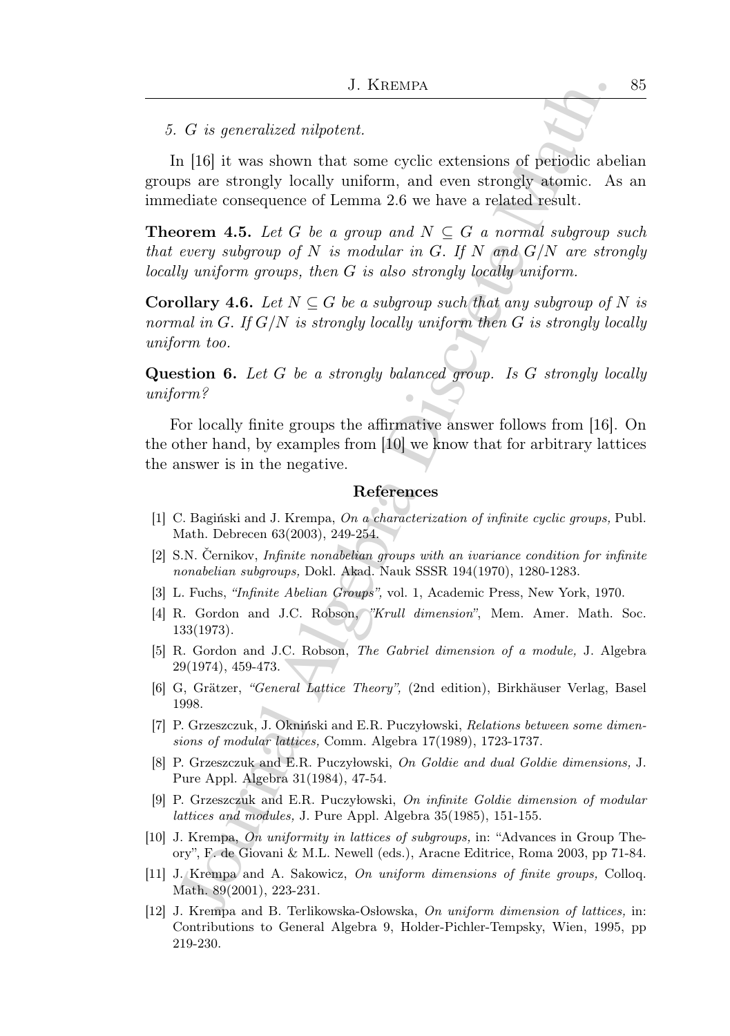*5. G is generalized nilpotent.*

In [16] it was shown that some cyclic extensions of periodic abelian groups are strongly locally uniform, and even strongly atomic. As an immediate consequence of Lemma 2.6 we have a related result.

**Theorem 4.5.** *Let $G$ be a group and $N \subseteq G$ a normal subgroup such that every subgroup of $N$ is modular in $G$. If $N$ and $G/N$ are strongly locally uniform groups, then $G$ is also strongly locally uniform.*

**Corollary 4.6.** *Let $N \subseteq G$ be a subgroup such that any subgroup of $N$ is normal in $G$. If $G/N$ is strongly locally uniform then $G$ is strongly locally uniform too.*

**Question 6.** *Let $G$ be a strongly balanced group. Is $G$ strongly locally uniform?*

For locally finite groups the affirmative answer follows from [16]. On the other hand, by examples from [10] we know that for arbitrary lattices the answer is in the negative.

## References

[1] C. Bagiński and J. Krempa, *On a characterization of infinite cyclic groups,* Publ. Math. Debrecen 63(2003), 249-254.

[2] S.N. Černikov, *Infinite nonabelian groups with an ivariance condition for infinite nonabelian subgroups,* Dokl. Akad. Nauk SSSR 194(1970), 1280-1283.

[3] L. Fuchs, *"Infinite Abelian Groups",* vol. 1, Academic Press, New York, 1970.

[4] R. Gordon and J.C. Robson, *"Krull dimension"*, Mem. Amer. Math. Soc. 133(1973).

[5] R. Gordon and J.C. Robson, *The Gabriel dimension of a module,* J. Algebra 29(1974), 459-473.

[6] G, Grätzer, *"General Lattice Theory",* (2nd edition), Birkhäuser Verlag, Basel 1998.

[7] P. Grzeszczuk, J. Okniński and E.R. Puczyłowski, *Relations between some dimensions of modular lattices,* Comm. Algebra 17(1989), 1723-1737.

[8] P. Grzeszczuk and E.R. Puczyłowski, *On Goldie and dual Goldie dimensions,* J. Pure Appl. Algebra 31(1984), 47-54.

[9] P. Grzeszczuk and E.R. Puczyłowski, *On infinite Goldie dimension of modular lattices and modules,* J. Pure Appl. Algebra 35(1985), 151-155.

[10] J. Krempa, *On uniformity in lattices of subgroups,* in: "Advances in Group Theory", F. de Giovani & M.L. Newell (eds.), Aracne Editrice, Roma 2003, pp 71-84.

[11] J. Krempa and A. Sakowicz, *On uniform dimensions of finite groups,* Colloq. Math. 89(2001), 223-231.

[12] J. Krempa and B. Terlikowska-Osłowska, *On uniform dimension of lattices,* in: Contributions to General Algebra 9, Holder-Pichler-Tempsky, Wien, 1995, pp 219-230.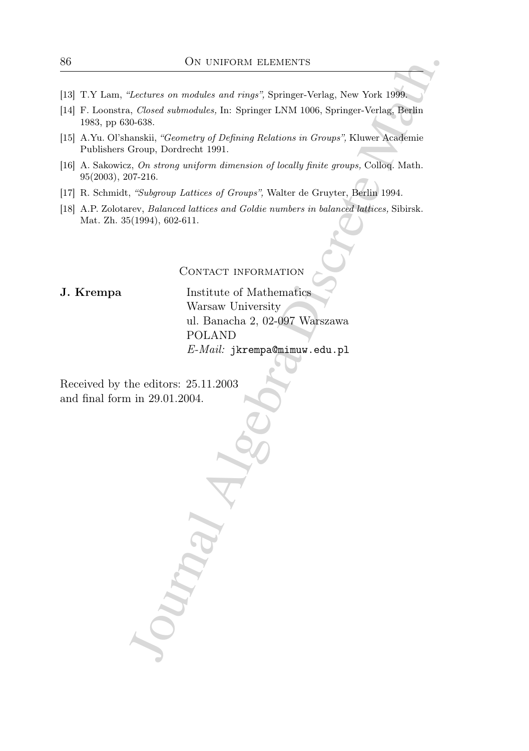[13] T.Y Lam, *"Lectures on modules and rings"*, Springer-Verlag, New York 1999.

[14] F. Loonstra, *Closed submodules,* In: Springer LNM 1006, Springer-Verlag, Berlin 1983, pp 630-638.

[15] A.Yu. Ol'shanskii, *"Geometry of Defining Relations in Groups"*, Kluwer Academie Publishers Group, Dordrecht 1991.

[16] A. Sakowicz, *On strong uniform dimension of locally finite groups,* Colloq. Math. 95(2003), 207-216.

[17] R. Schmidt, *"Subgroup Lattices of Groups"*, Walter de Gruyter, Berlin 1994.

[18] A.P. Zolotarev, *Balanced lattices and Goldie numbers in balanced lattices,* Sibirsk. Mat. Zh. 35(1994), 602-611.

## Contact information

**J. Krempa**
Institute of Mathematics
Warsaw University
ul. Banacha 2, 02-097 Warszawa
POLAND
*E-Mail:* jkrempa@mimuw.edu.pl

Received by the editors: 25.11.2003
and final form in 29.01.2004.